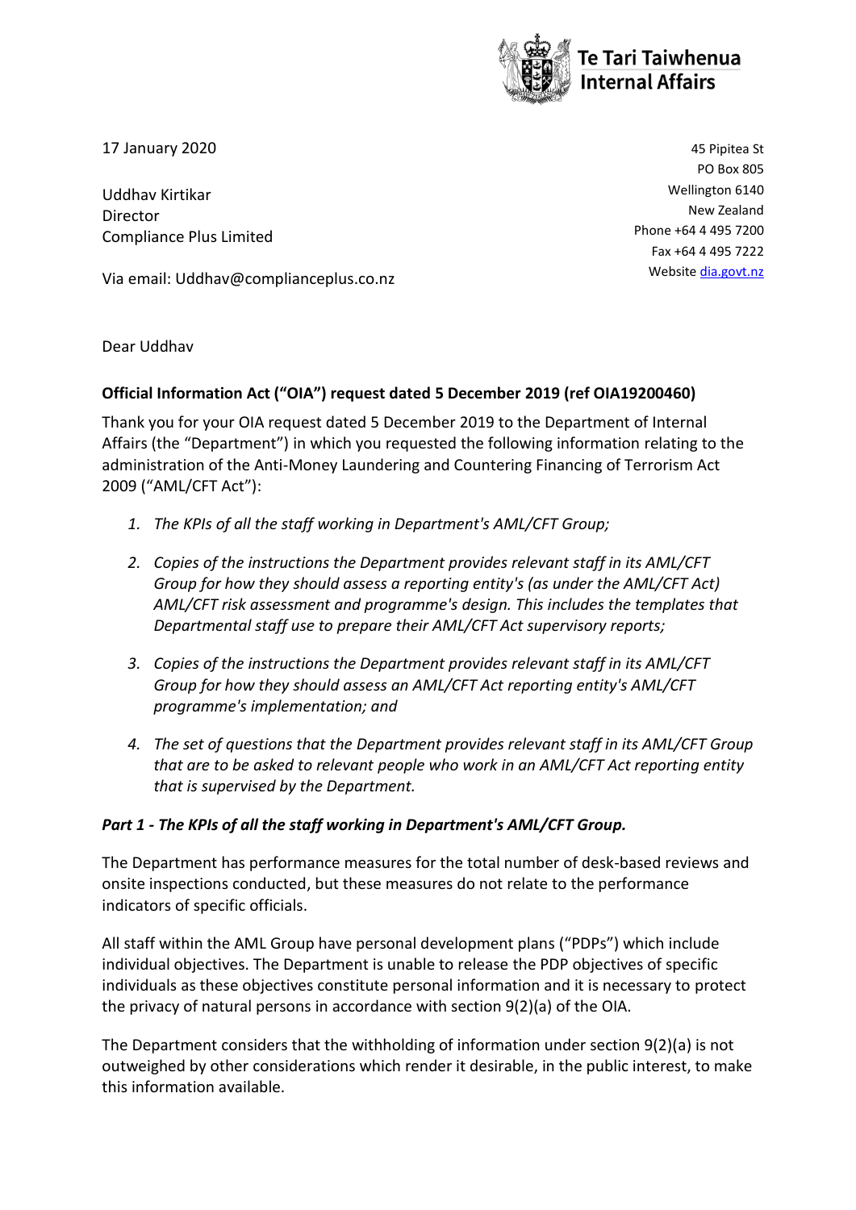Te Tari Taiwhenua
Internal Affairs

17 January 2020

45 Pipitea St
PO Box 805
Wellington 6140
New Zealand
Phone +64 4 495 7200
Fax +64 4 495 7222
Website dia.govt.nz

Uddhav Kirtikar
Director
Compliance Plus Limited

Via email: Uddhav@complianceplus.co.nz

Dear Uddhav

**Official Information Act ("OIA") request dated 5 December 2019 (ref OIA19200460)**

Thank you for your OIA request dated 5 December 2019 to the Department of Internal Affairs (the "Department") in which you requested the following information relating to the administration of the Anti-Money Laundering and Countering Financing of Terrorism Act 2009 ("AML/CFT Act"):

1. *The KPIs of all the staff working in Department's AML/CFT Group;*
2. *Copies of the instructions the Department provides relevant staff in its AML/CFT Group for how they should assess a reporting entity's (as under the AML/CFT Act) AML/CFT risk assessment and programme's design. This includes the templates that Departmental staff use to prepare their AML/CFT Act supervisory reports;*
3. *Copies of the instructions the Department provides relevant staff in its AML/CFT Group for how they should assess an AML/CFT Act reporting entity's AML/CFT programme's implementation; and*
4. *The set of questions that the Department provides relevant staff in its AML/CFT Group that are to be asked to relevant people who work in an AML/CFT Act reporting entity that is supervised by the Department.*

***Part 1 - The KPIs of all the staff working in Department's AML/CFT Group.***

The Department has performance measures for the total number of desk-based reviews and onsite inspections conducted, but these measures do not relate to the performance indicators of specific officials.

All staff within the AML Group have personal development plans ("PDPs") which include individual objectives. The Department is unable to release the PDP objectives of specific individuals as these objectives constitute personal information and it is necessary to protect the privacy of natural persons in accordance with section 9(2)(a) of the OIA.

The Department considers that the withholding of information under section 9(2)(a) is not outweighed by other considerations which render it desirable, in the public interest, to make this information available.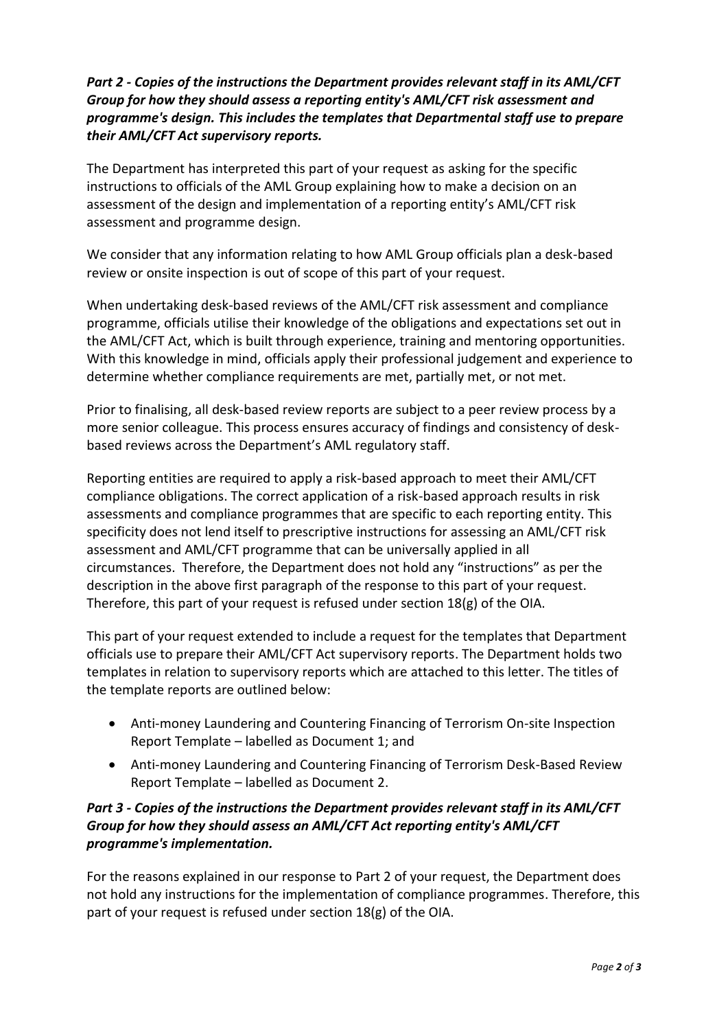***Part 2 - Copies of the instructions the Department provides relevant staff in its AML/CFT Group for how they should assess a reporting entity's AML/CFT risk assessment and programme's design. This includes the templates that Departmental staff use to prepare their AML/CFT Act supervisory reports.***

The Department has interpreted this part of your request as asking for the specific instructions to officials of the AML Group explaining how to make a decision on an assessment of the design and implementation of a reporting entity's AML/CFT risk assessment and programme design.

We consider that any information relating to how AML Group officials plan a desk-based review or onsite inspection is out of scope of this part of your request.

When undertaking desk-based reviews of the AML/CFT risk assessment and compliance programme, officials utilise their knowledge of the obligations and expectations set out in the AML/CFT Act, which is built through experience, training and mentoring opportunities. With this knowledge in mind, officials apply their professional judgement and experience to determine whether compliance requirements are met, partially met, or not met.

Prior to finalising, all desk-based review reports are subject to a peer review process by a more senior colleague. This process ensures accuracy of findings and consistency of desk-based reviews across the Department's AML regulatory staff.

Reporting entities are required to apply a risk-based approach to meet their AML/CFT compliance obligations. The correct application of a risk-based approach results in risk assessments and compliance programmes that are specific to each reporting entity. This specificity does not lend itself to prescriptive instructions for assessing an AML/CFT risk assessment and AML/CFT programme that can be universally applied in all circumstances. Therefore, the Department does not hold any "instructions" as per the description in the above first paragraph of the response to this part of your request. Therefore, this part of your request is refused under section 18(g) of the OIA.

This part of your request extended to include a request for the templates that Department officials use to prepare their AML/CFT Act supervisory reports. The Department holds two templates in relation to supervisory reports which are attached to this letter. The titles of the template reports are outlined below:

- Anti-money Laundering and Countering Financing of Terrorism On-site Inspection Report Template – labelled as Document 1; and
- Anti-money Laundering and Countering Financing of Terrorism Desk-Based Review Report Template – labelled as Document 2.

***Part 3 - Copies of the instructions the Department provides relevant staff in its AML/CFT Group for how they should assess an AML/CFT Act reporting entity's AML/CFT programme's implementation.***

For the reasons explained in our response to Part 2 of your request, the Department does not hold any instructions for the implementation of compliance programmes. Therefore, this part of your request is refused under section 18(g) of the OIA.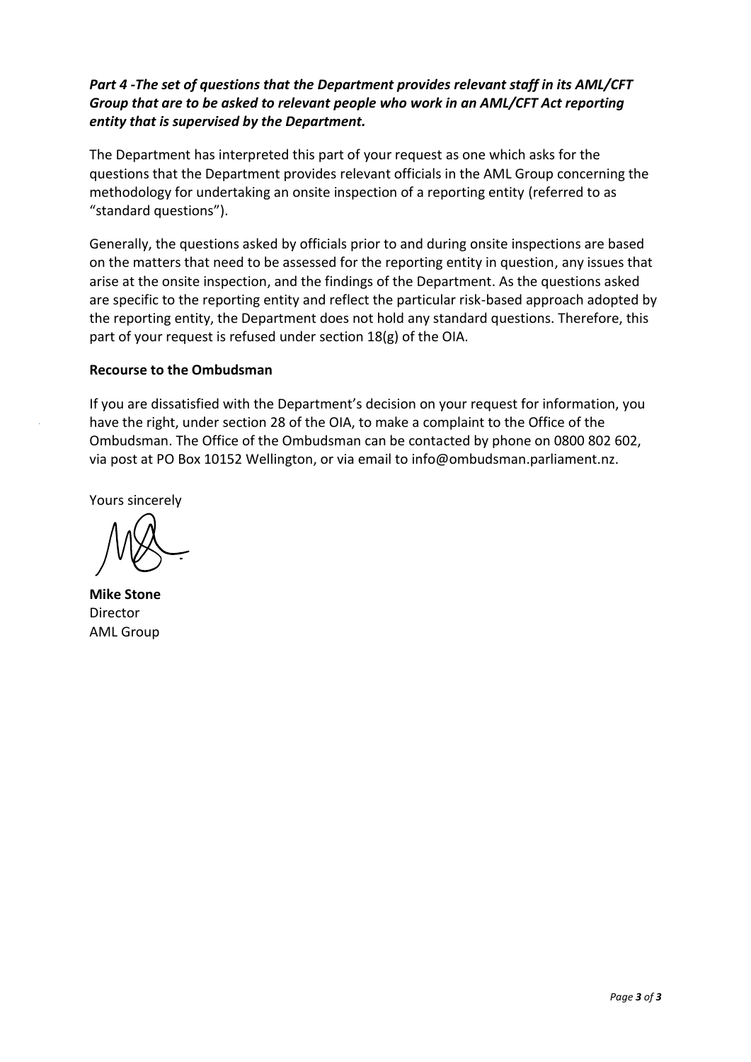***Part 4 -The set of questions that the Department provides relevant staff in its AML/CFT Group that are to be asked to relevant people who work in an AML/CFT Act reporting entity that is supervised by the Department.***

The Department has interpreted this part of your request as one which asks for the questions that the Department provides relevant officials in the AML Group concerning the methodology for undertaking an onsite inspection of a reporting entity (referred to as "standard questions").

Generally, the questions asked by officials prior to and during onsite inspections are based on the matters that need to be assessed for the reporting entity in question, any issues that arise at the onsite inspection, and the findings of the Department. As the questions asked are specific to the reporting entity and reflect the particular risk-based approach adopted by the reporting entity, the Department does not hold any standard questions. Therefore, this part of your request is refused under section 18(g) of the OIA.

**Recourse to the Ombudsman**

If you are dissatisfied with the Department's decision on your request for information, you have the right, under section 28 of the OIA, to make a complaint to the Office of the Ombudsman. The Office of the Ombudsman can be contacted by phone on 0800 802 602, via post at PO Box 10152 Wellington, or via email to info@ombudsman.parliament.nz.

Yours sincerely

**Mike Stone**
Director
AML Group